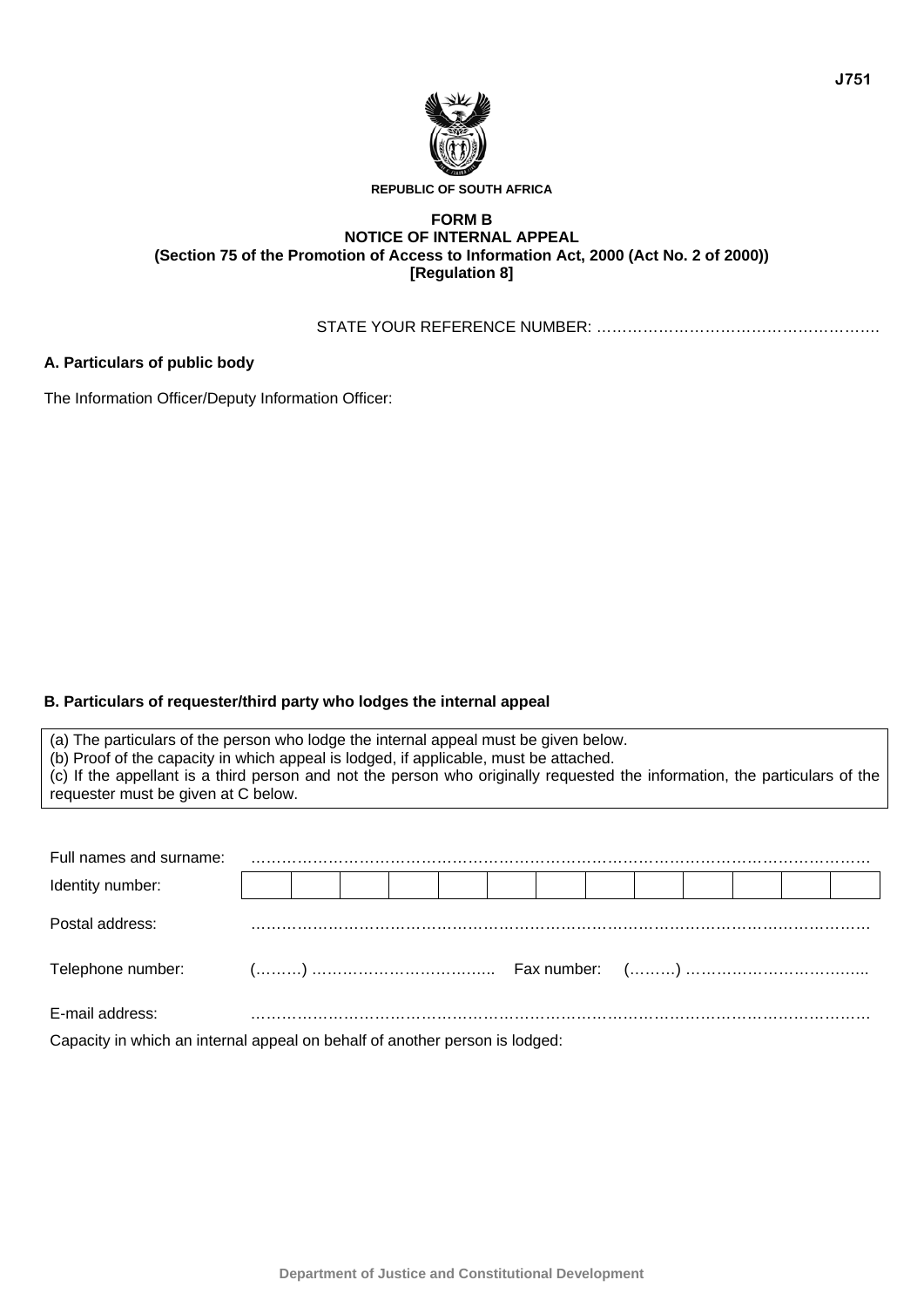J751

REPUBLIC OF SOUTH AFRICA

**FORM B**
**NOTICE OF INTERNAL APPEAL**
**(Section 75 of the Promotion of Access to Information Act, 2000 (Act No. 2 of 2000))**
**[Regulation 8]**

STATE YOUR REFERENCE NUMBER: ……………………………………………….

**A. Particulars of public body**

The Information Officer/Deputy Information Officer:

**B. Particulars of requester/third party who lodges the internal appeal**

(a) The particulars of the person who lodge the internal appeal must be given below.
(b) Proof of the capacity in which appeal is lodged, if applicable, must be attached.
(c) If the appellant is a third person and not the person who originally requested the information, the particulars of the requester must be given at C below.

Full names and surname: ……………………………………………………………………………………………………

| Identity number: | | | | | | | | | | | | | |
|---|---|---|---|---|---|---|---|---|---|---|---|---|---|

Postal address: ……………………………………………………………………………………………………

Telephone number: (………) …………………………….. Fax number: (………) ……………………………..

E-mail address: ……………………………………………………………………………………………………

Capacity in which an internal appeal on behalf of another person is lodged:

Department of Justice and Constitutional Development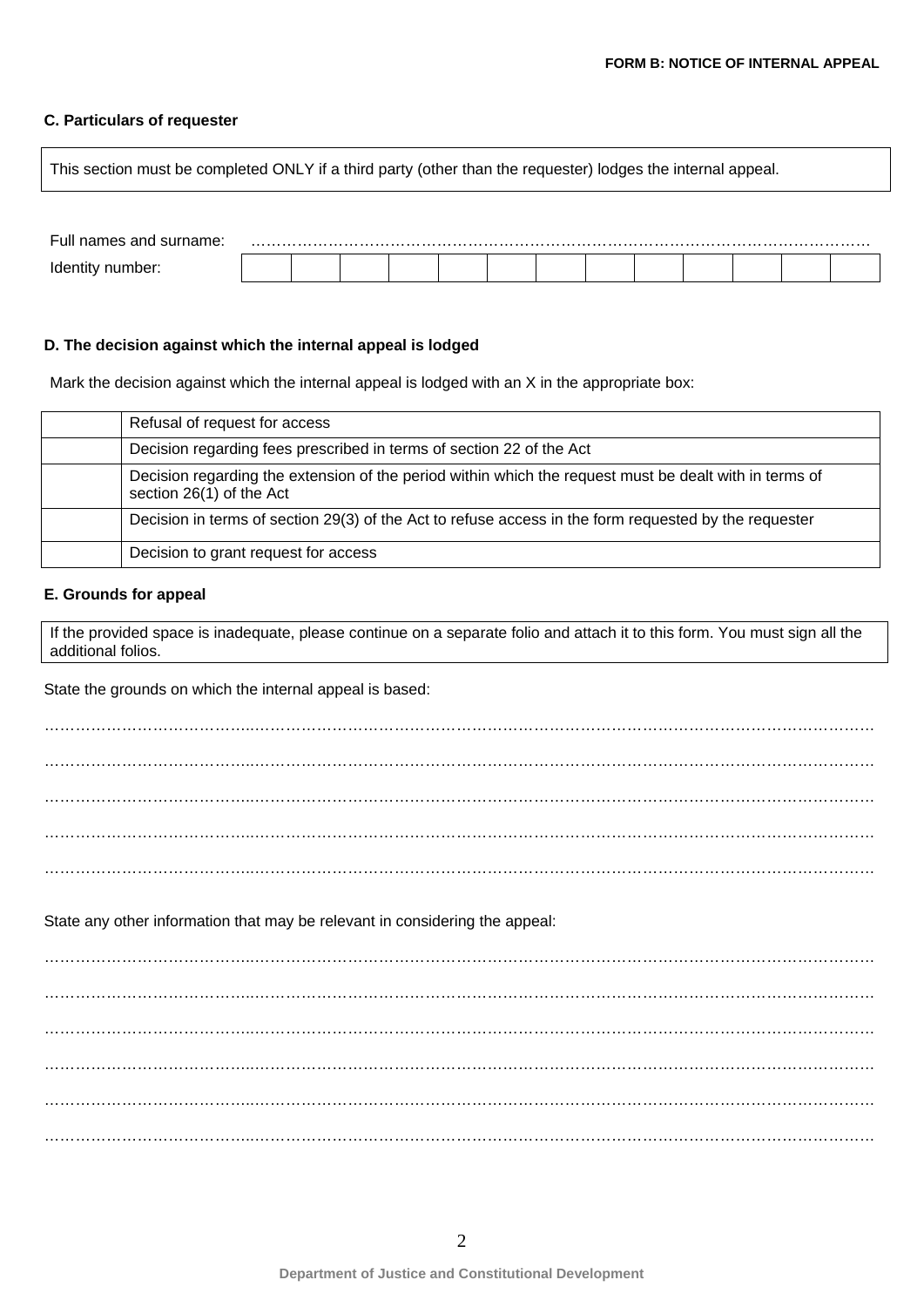**FORM B: NOTICE OF INTERNAL APPEAL**

### C. Particulars of requester

This section must be completed ONLY if a third party (other than the requester) lodges the internal appeal.

Full names and surname: ………………………………………………………………………………………………………

| Identity number: | | | | | | | | | | | | | |
|---|---|---|---|---|---|---|---|---|---|---|---|---|---|

### D. The decision against which the internal appeal is lodged

Mark the decision against which the internal appeal is lodged with an X in the appropriate box:

| | |
|---|---|
| | Refusal of request for access |
| | Decision regarding fees prescribed in terms of section 22 of the Act |
| | Decision regarding the extension of the period within which the request must be dealt with in terms of section 26(1) of the Act |
| | Decision in terms of section 29(3) of the Act to refuse access in the form requested by the requester |
| | Decision to grant request for access |

### E. Grounds for appeal

If the provided space is inadequate, please continue on a separate folio and attach it to this form. You must sign all the additional folios.

State the grounds on which the internal appeal is based:

……………………………………………………………………………………………………………………………………

……………………………………………………………………………………………………………………………………

……………………………………………………………………………………………………………………………………

……………………………………………………………………………………………………………………………………

……………………………………………………………………………………………………………………………………

State any other information that may be relevant in considering the appeal:

……………………………………………………………………………………………………………………………………

……………………………………………………………………………………………………………………………………

……………………………………………………………………………………………………………………………………

……………………………………………………………………………………………………………………………………

……………………………………………………………………………………………………………………………………

……………………………………………………………………………………………………………………………………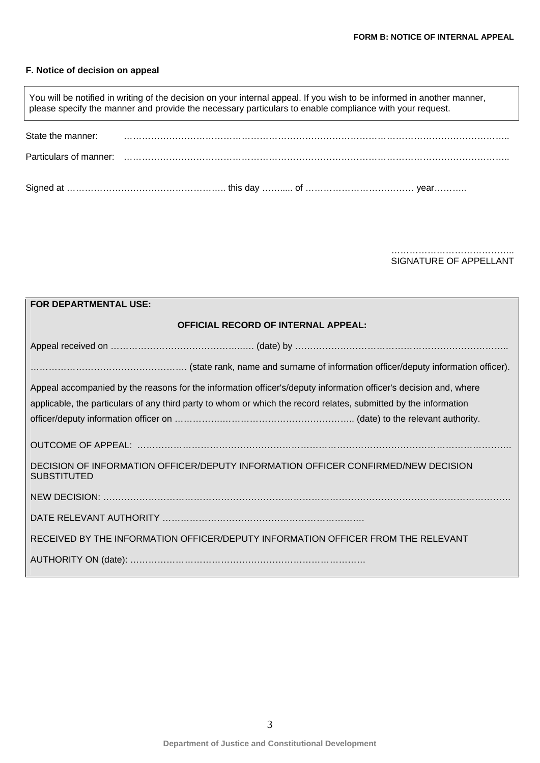FORM B: NOTICE OF INTERNAL APPEAL

**F. Notice of decision on appeal**

You will be notified in writing of the decision on your internal appeal. If you wish to be informed in another manner, please specify the manner and provide the necessary particulars to enable compliance with your request.

State the manner: ……………………………………………………………………………………………………………..

Particulars of manner: ……………………………………………………………………………………………………………..

Signed at …………………………………………….. this day ……..... of ……………………………… year………..

…………………………………..
SIGNATURE OF APPELLANT

**FOR DEPARTMENTAL USE:**

**OFFICIAL RECORD OF INTERNAL APPEAL:**

Appeal received on ………………………………………..…. (date) by ……………………………………………………………..

……………………………………………. (state rank, name and surname of information officer/deputy information officer).

Appeal accompanied by the reasons for the information officer's/deputy information officer's decision and, where applicable, the particulars of any third party to whom or which the record relates, submitted by the information officer/deputy information officer on …………….…………………………………….. (date) to the relevant authority.

OUTCOME OF APPEAL: ……………………………………………………………………………………………………………

DECISION OF INFORMATION OFFICER/DEPUTY INFORMATION OFFICER CONFIRMED/NEW DECISION SUBSTITUTED

NEW DECISION: ………………………………………………………………………………………………………………….

DATE RELEVANT AUTHORITY …………………………………………………………

RECEIVED BY THE INFORMATION OFFICER/DEPUTY INFORMATION OFFICER FROM THE RELEVANT AUTHORITY ON (date): ……………………………………………………………………

Department of Justice and Constitutional Development